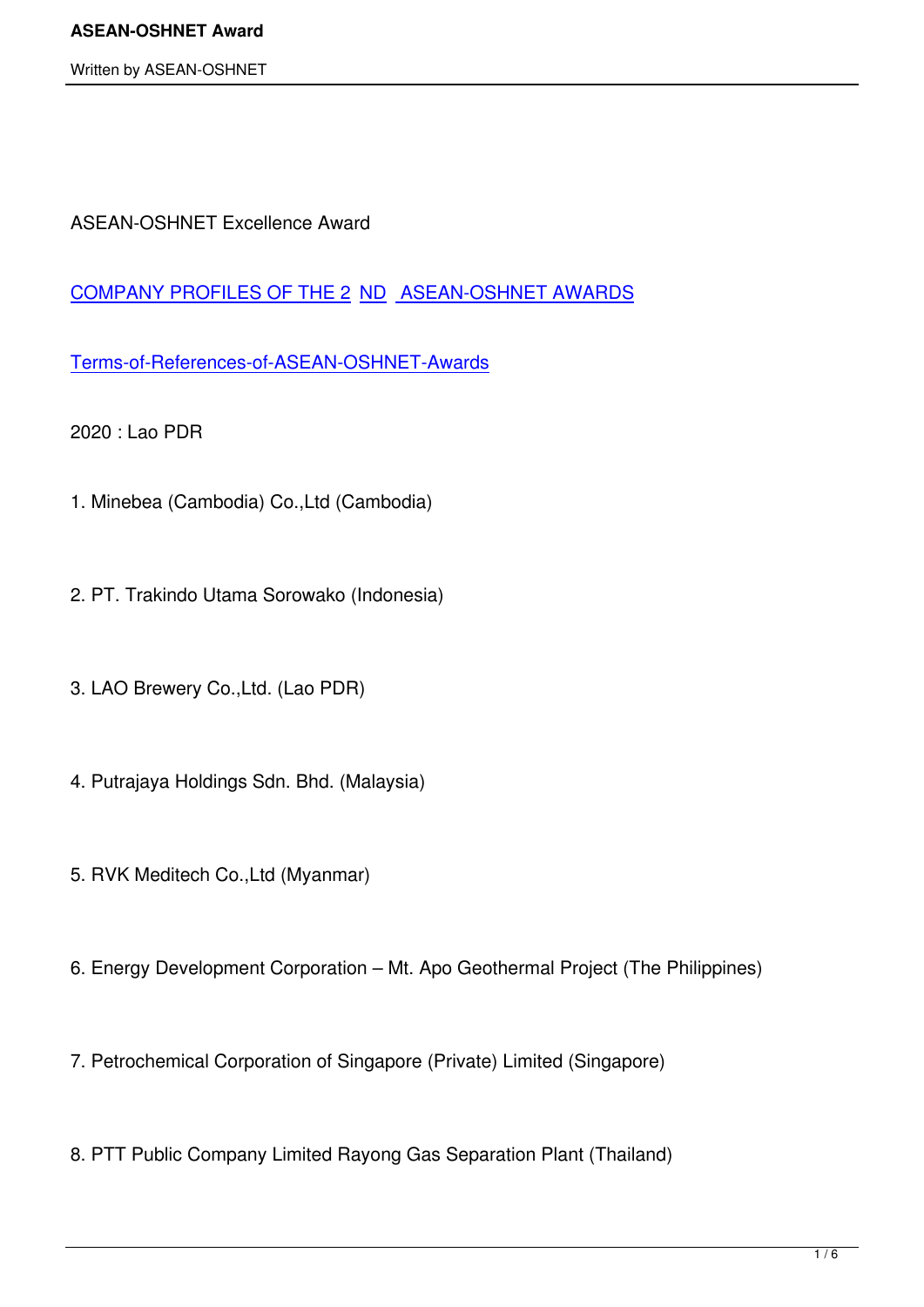ASEAN-OSHNET Excellence Award

[COMPANY PROFILES OF THE 2 ND ASEAN-OSHNET AWARDS]

[Terms-of-References-of-ASEAN-OSHNET-Awards]

2020 : Lao PDR

1. Minebea (Cambodia) Co.,Ltd (Cambodia)

2. PT. Trakindo Utama Sorowako (Indonesia)

3. LAO Brewery Co.,Ltd. (Lao PDR)

4. Putrajaya Holdings Sdn. Bhd. (Malaysia)

5. RVK Meditech Co.,Ltd (Myanmar)

6. Energy Development Corporation – Mt. Apo Geothermal Project (The Philippines)

7. Petrochemical Corporation of Singapore (Private) Limited (Singapore)

8. PTT Public Company Limited Rayong Gas Separation Plant (Thailand)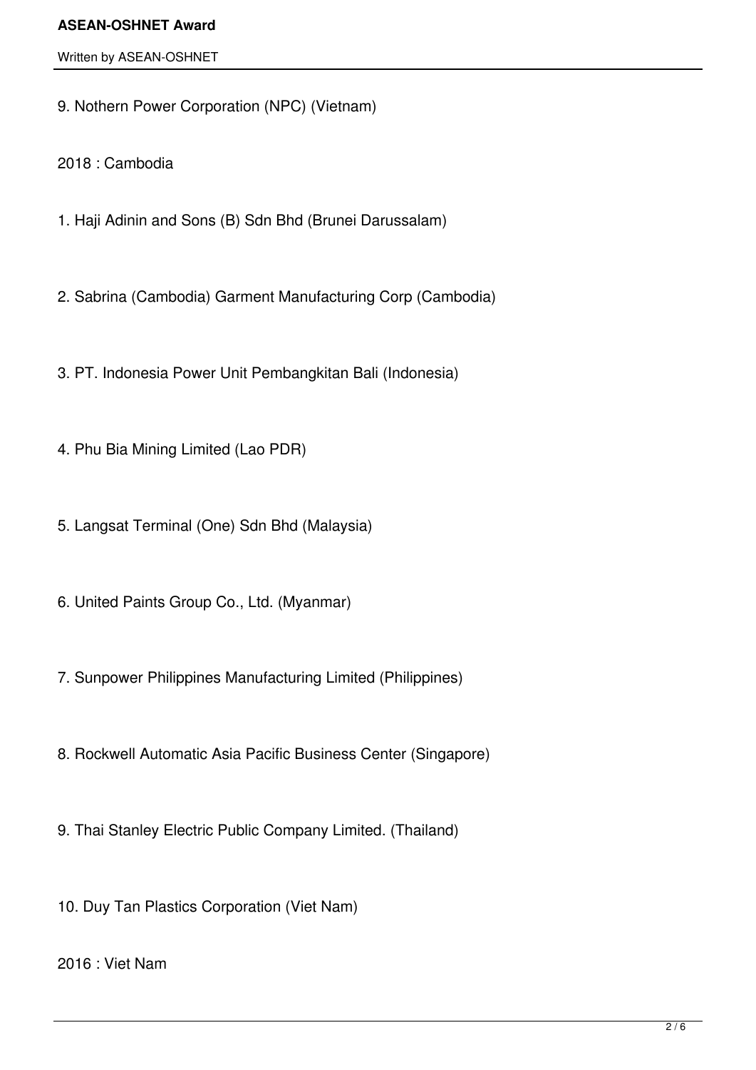9. Nothern Power Corporation (NPC) (Vietnam)

2018 : Cambodia

1. Haji Adinin and Sons (B) Sdn Bhd (Brunei Darussalam)

2. Sabrina (Cambodia) Garment Manufacturing Corp (Cambodia)

3. PT. Indonesia Power Unit Pembangkitan Bali (Indonesia)

4. Phu Bia Mining Limited (Lao PDR)

5. Langsat Terminal (One) Sdn Bhd (Malaysia)

6. United Paints Group Co., Ltd. (Myanmar)

7. Sunpower Philippines Manufacturing Limited (Philippines)

8. Rockwell Automatic Asia Pacific Business Center (Singapore)

9. Thai Stanley Electric Public Company Limited. (Thailand)

10. Duy Tan Plastics Corporation (Viet Nam)

2016 : Viet Nam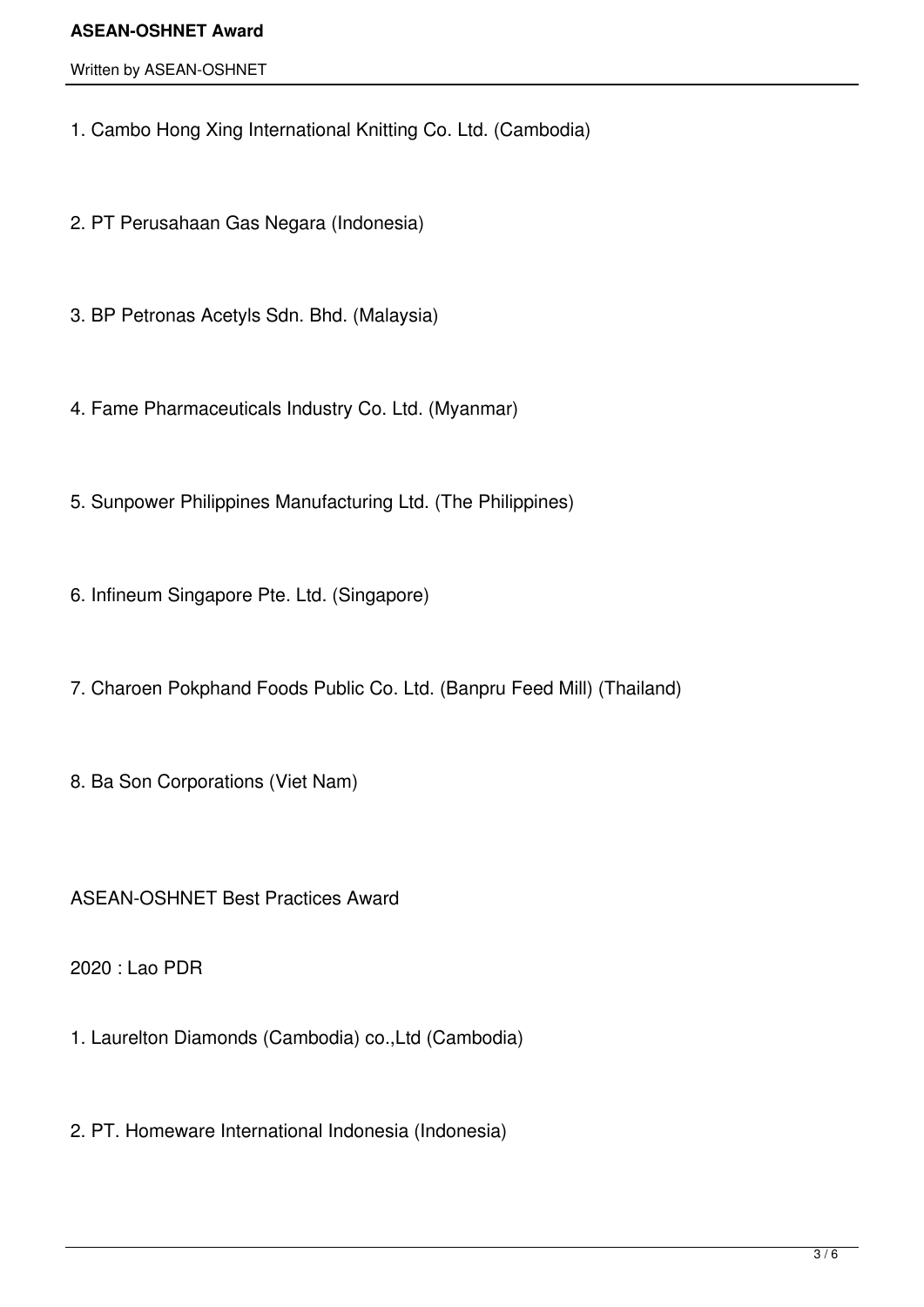1. Cambo Hong Xing International Knitting Co. Ltd. (Cambodia)

2. PT Perusahaan Gas Negara (Indonesia)

3. BP Petronas Acetyls Sdn. Bhd. (Malaysia)

4. Fame Pharmaceuticals Industry Co. Ltd. (Myanmar)

5. Sunpower Philippines Manufacturing Ltd. (The Philippines)

6. Infineum Singapore Pte. Ltd. (Singapore)

7. Charoen Pokphand Foods Public Co. Ltd. (Banpru Feed Mill) (Thailand)

8. Ba Son Corporations (Viet Nam)

ASEAN-OSHNET Best Practices Award

2020 : Lao PDR

1. Laurelton Diamonds (Cambodia) co.,Ltd (Cambodia)

2. PT. Homeware International Indonesia (Indonesia)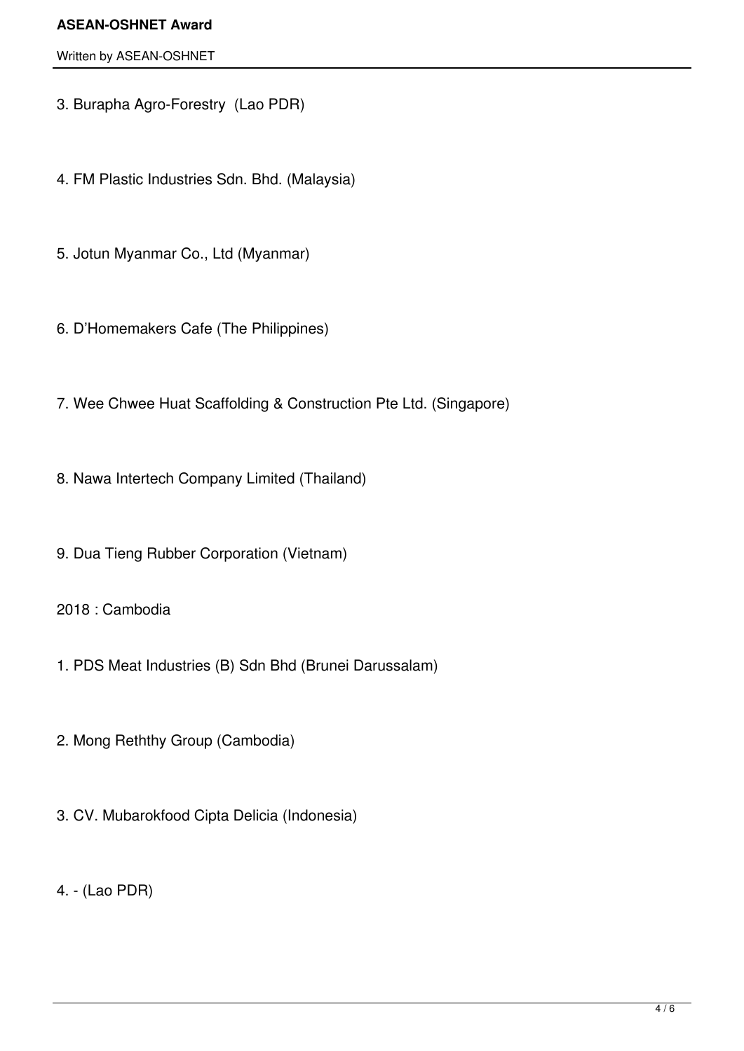3. Burapha Agro-Forestry (Lao PDR)

4. FM Plastic Industries Sdn. Bhd. (Malaysia)

5. Jotun Myanmar Co., Ltd (Myanmar)

6. D'Homemakers Cafe (The Philippines)

7. Wee Chwee Huat Scaffolding & Construction Pte Ltd. (Singapore)

8. Nawa Intertech Company Limited (Thailand)

9. Dua Tieng Rubber Corporation (Vietnam)

2018 : Cambodia

1. PDS Meat Industries (B) Sdn Bhd (Brunei Darussalam)

2. Mong Reththy Group (Cambodia)

3. CV. Mubarokfood Cipta Delicia (Indonesia)

4. - (Lao PDR)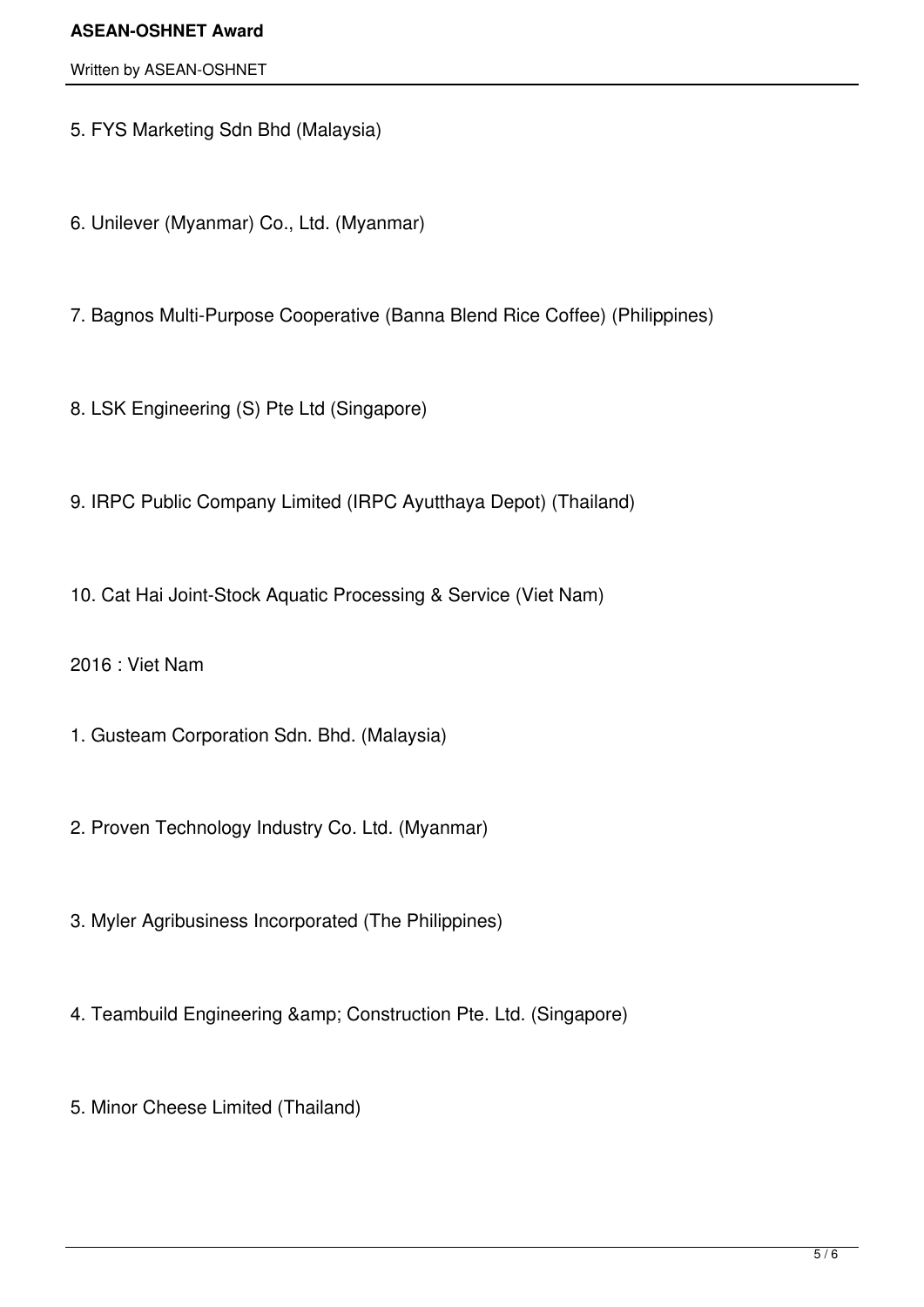5. FYS Marketing Sdn Bhd (Malaysia)

6. Unilever (Myanmar) Co., Ltd. (Myanmar)

7. Bagnos Multi-Purpose Cooperative (Banna Blend Rice Coffee) (Philippines)

8. LSK Engineering (S) Pte Ltd (Singapore)

9. IRPC Public Company Limited (IRPC Ayutthaya Depot) (Thailand)

10. Cat Hai Joint-Stock Aquatic Processing & Service (Viet Nam)

2016 : Viet Nam

1. Gusteam Corporation Sdn. Bhd. (Malaysia)

2. Proven Technology Industry Co. Ltd. (Myanmar)

3. Myler Agribusiness Incorporated (The Philippines)

4. Teambuild Engineering &amp; Construction Pte. Ltd. (Singapore)

5. Minor Cheese Limited (Thailand)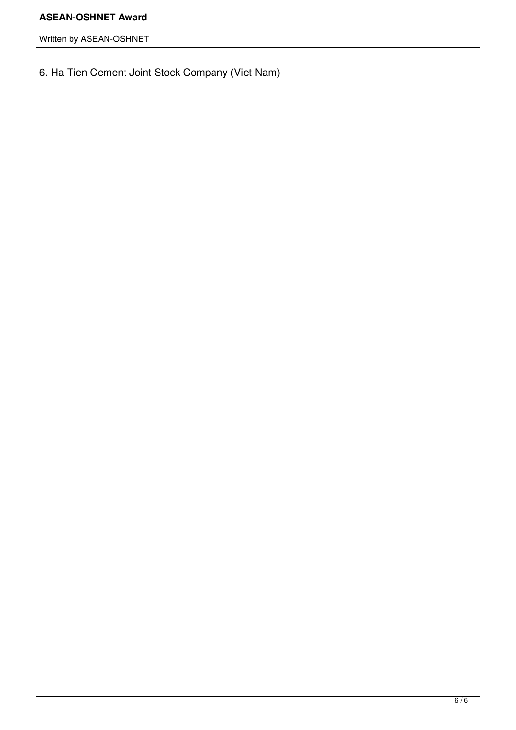6. Ha Tien Cement Joint Stock Company (Viet Nam)